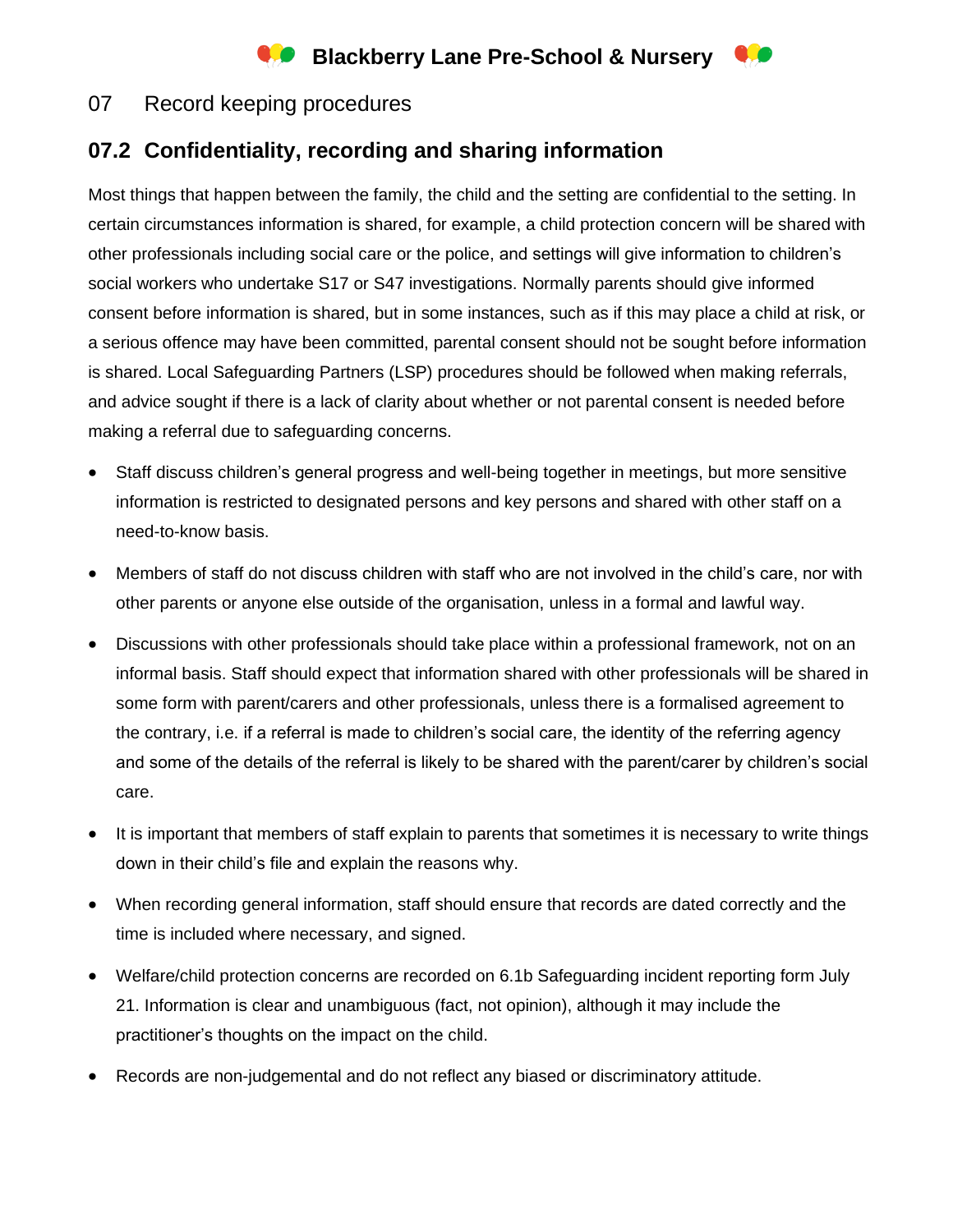# 07 Record keeping procedures

## 07.2 Confidentiality, recording and sharing information

Most things that happen between the family, the child and the setting are confidential to the setting. In certain circumstances information is shared, for example, a child protection concern will be shared with other professionals including social care or the police, and settings will give information to children's social workers who undertake S17 or S47 investigations. Normally parents should give informed consent before information is shared, but in some instances, such as if this may place a child at risk, or a serious offence may have been committed, parental consent should not be sought before information is shared. Local Safeguarding Partners (LSP) procedures should be followed when making referrals, and advice sought if there is a lack of clarity about whether or not parental consent is needed before making a referral due to safeguarding concerns.

- Staff discuss children's general progress and well-being together in meetings, but more sensitive information is restricted to designated persons and key persons and shared with other staff on a need-to-know basis.
- Members of staff do not discuss children with staff who are not involved in the child's care, nor with other parents or anyone else outside of the organisation, unless in a formal and lawful way.
- Discussions with other professionals should take place within a professional framework, not on an informal basis. Staff should expect that information shared with other professionals will be shared in some form with parent/carers and other professionals, unless there is a formalised agreement to the contrary, i.e. if a referral is made to children's social care, the identity of the referring agency and some of the details of the referral is likely to be shared with the parent/carer by children's social care.
- It is important that members of staff explain to parents that sometimes it is necessary to write things down in their child's file and explain the reasons why.
- When recording general information, staff should ensure that records are dated correctly and the time is included where necessary, and signed.
- Welfare/child protection concerns are recorded on 6.1b Safeguarding incident reporting form July 21. Information is clear and unambiguous (fact, not opinion), although it may include the practitioner's thoughts on the impact on the child.
- Records are non-judgemental and do not reflect any biased or discriminatory attitude.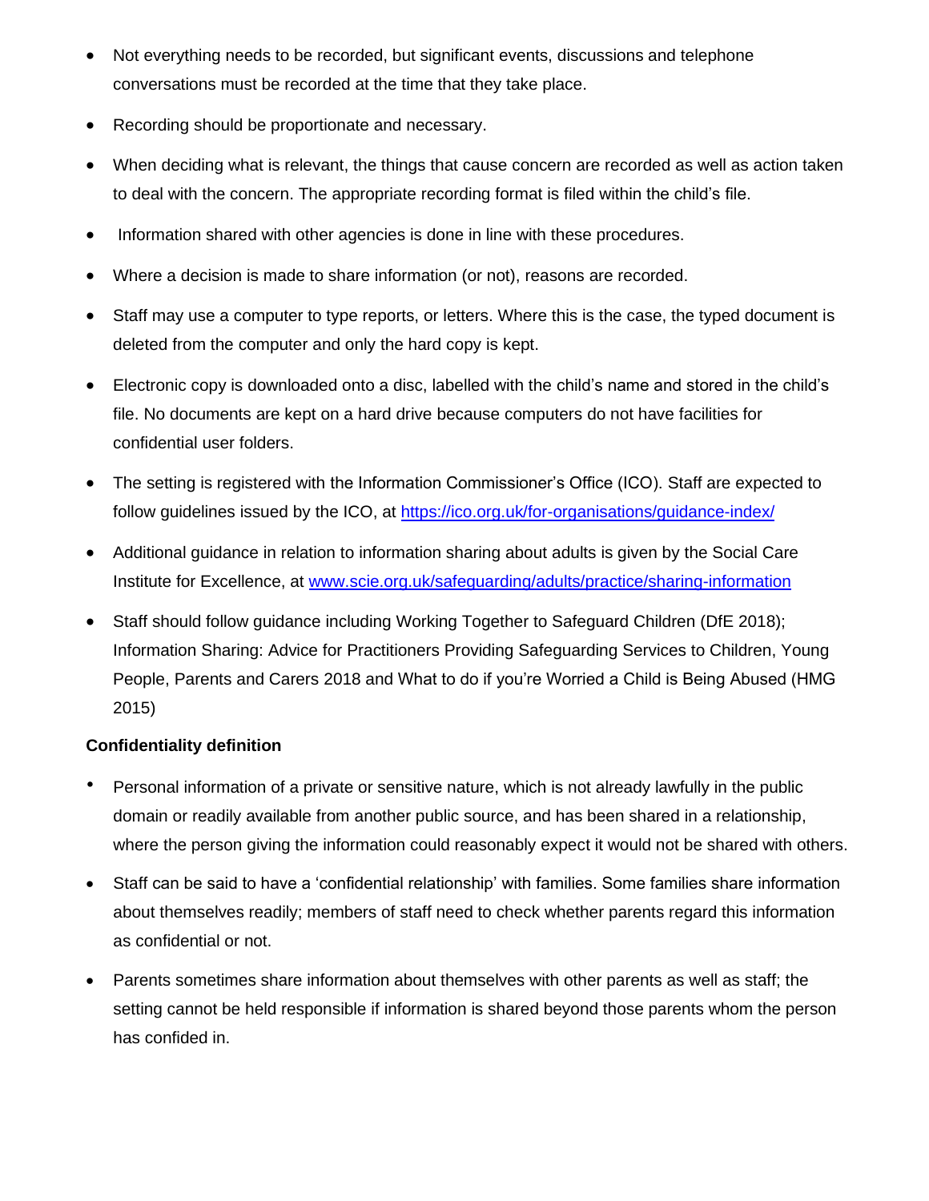- Not everything needs to be recorded, but significant events, discussions and telephone conversations must be recorded at the time that they take place.
- Recording should be proportionate and necessary.
- When deciding what is relevant, the things that cause concern are recorded as well as action taken to deal with the concern. The appropriate recording format is filed within the child's file.
- Information shared with other agencies is done in line with these procedures.
- Where a decision is made to share information (or not), reasons are recorded.
- Staff may use a computer to type reports, or letters. Where this is the case, the typed document is deleted from the computer and only the hard copy is kept.
- Electronic copy is downloaded onto a disc, labelled with the child's name and stored in the child's file. No documents are kept on a hard drive because computers do not have facilities for confidential user folders.
- The setting is registered with the Information Commissioner's Office (ICO). Staff are expected to follow guidelines issued by the ICO, at [https://ico.org.uk/for-organisations/guidance-index/](https://ico.org.uk/for-organisations/guidance-index/)
- Additional guidance in relation to information sharing about adults is given by the Social Care Institute for Excellence, at [www.scie.org.uk/safeguarding/adults/practice/sharing-information](www.scie.org.uk/safeguarding/adults/practice/sharing-information)
- Staff should follow guidance including Working Together to Safeguard Children (DfE 2018); Information Sharing: Advice for Practitioners Providing Safeguarding Services to Children, Young People, Parents and Carers 2018 and What to do if you're Worried a Child is Being Abused (HMG 2015)

**Confidentiality definition**

- Personal information of a private or sensitive nature, which is not already lawfully in the public domain or readily available from another public source, and has been shared in a relationship, where the person giving the information could reasonably expect it would not be shared with others.
- Staff can be said to have a 'confidential relationship' with families. Some families share information about themselves readily; members of staff need to check whether parents regard this information as confidential or not.
- Parents sometimes share information about themselves with other parents as well as staff; the setting cannot be held responsible if information is shared beyond those parents whom the person has confided in.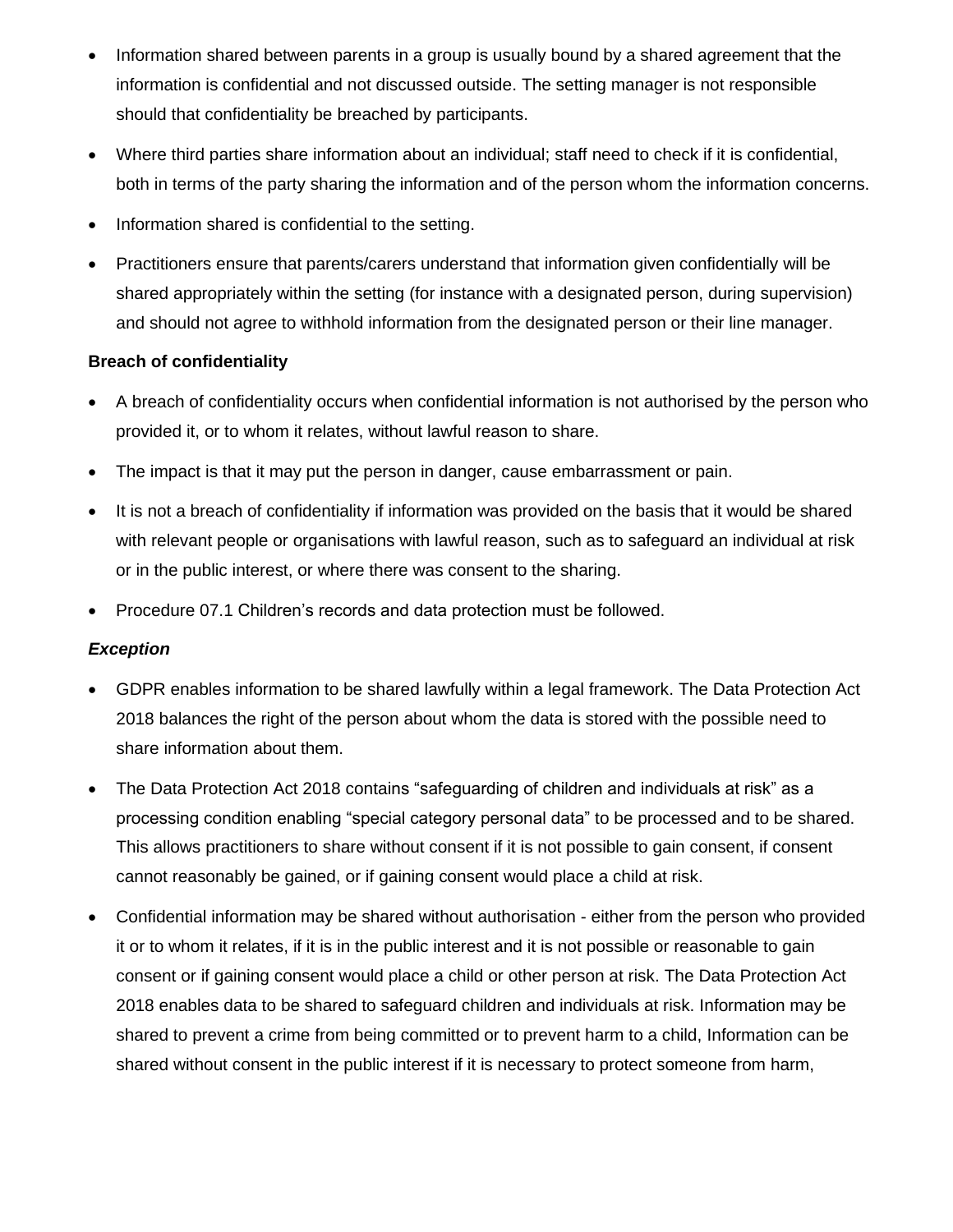- Information shared between parents in a group is usually bound by a shared agreement that the information is confidential and not discussed outside. The setting manager is not responsible should that confidentiality be breached by participants.
- Where third parties share information about an individual; staff need to check if it is confidential, both in terms of the party sharing the information and of the person whom the information concerns.
- Information shared is confidential to the setting.
- Practitioners ensure that parents/carers understand that information given confidentially will be shared appropriately within the setting (for instance with a designated person, during supervision) and should not agree to withhold information from the designated person or their line manager.

**Breach of confidentiality**

- A breach of confidentiality occurs when confidential information is not authorised by the person who provided it, or to whom it relates, without lawful reason to share.
- The impact is that it may put the person in danger, cause embarrassment or pain.
- It is not a breach of confidentiality if information was provided on the basis that it would be shared with relevant people or organisations with lawful reason, such as to safeguard an individual at risk or in the public interest, or where there was consent to the sharing.
- Procedure 07.1 Children's records and data protection must be followed.

***Exception***

- GDPR enables information to be shared lawfully within a legal framework. The Data Protection Act 2018 balances the right of the person about whom the data is stored with the possible need to share information about them.
- The Data Protection Act 2018 contains "safeguarding of children and individuals at risk" as a processing condition enabling "special category personal data" to be processed and to be shared. This allows practitioners to share without consent if it is not possible to gain consent, if consent cannot reasonably be gained, or if gaining consent would place a child at risk.
- Confidential information may be shared without authorisation - either from the person who provided it or to whom it relates, if it is in the public interest and it is not possible or reasonable to gain consent or if gaining consent would place a child or other person at risk. The Data Protection Act 2018 enables data to be shared to safeguard children and individuals at risk. Information may be shared to prevent a crime from being committed or to prevent harm to a child, Information can be shared without consent in the public interest if it is necessary to protect someone from harm,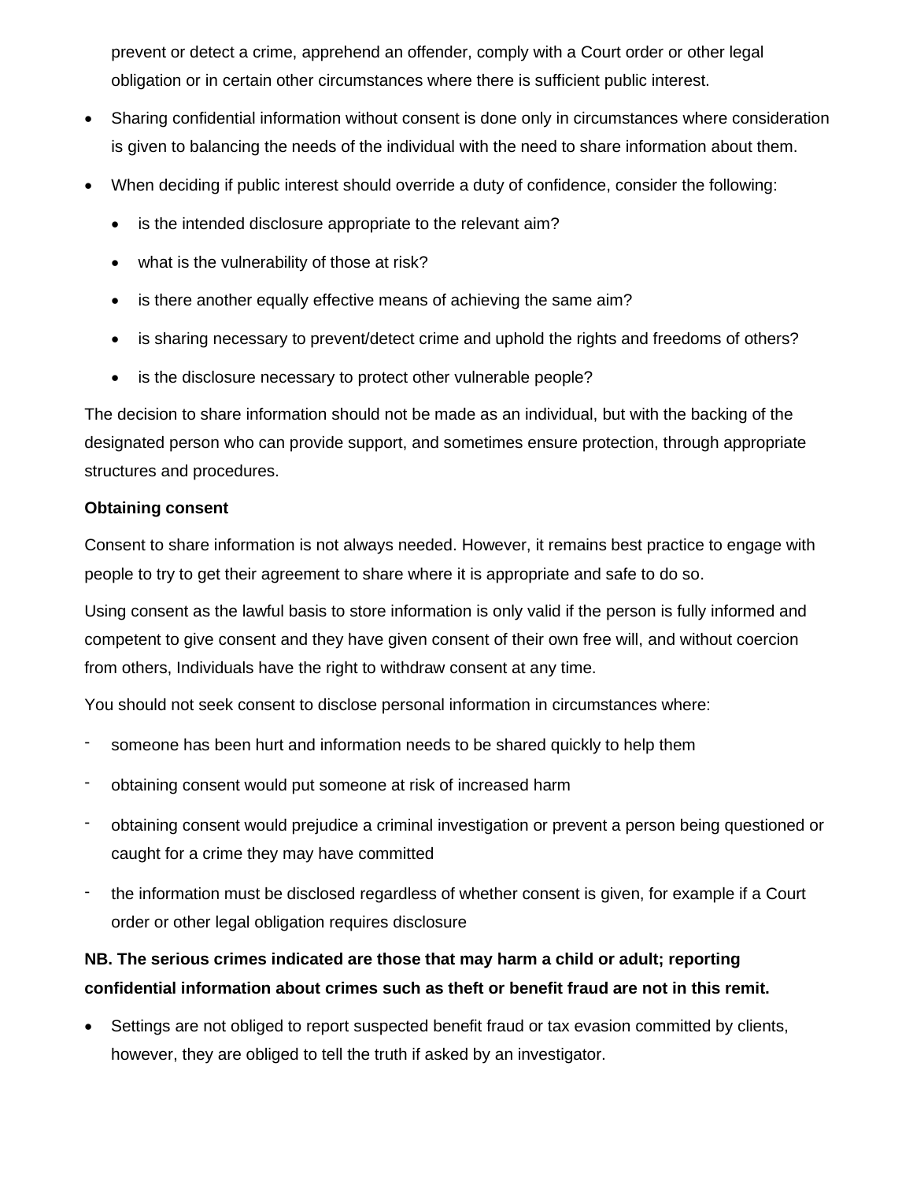prevent or detect a crime, apprehend an offender, comply with a Court order or other legal obligation or in certain other circumstances where there is sufficient public interest.

- Sharing confidential information without consent is done only in circumstances where consideration is given to balancing the needs of the individual with the need to share information about them.
- When deciding if public interest should override a duty of confidence, consider the following:
  - is the intended disclosure appropriate to the relevant aim?
  - what is the vulnerability of those at risk?
  - is there another equally effective means of achieving the same aim?
  - is sharing necessary to prevent/detect crime and uphold the rights and freedoms of others?
  - is the disclosure necessary to protect other vulnerable people?

The decision to share information should not be made as an individual, but with the backing of the designated person who can provide support, and sometimes ensure protection, through appropriate structures and procedures.

**Obtaining consent**

Consent to share information is not always needed. However, it remains best practice to engage with people to try to get their agreement to share where it is appropriate and safe to do so.

Using consent as the lawful basis to store information is only valid if the person is fully informed and competent to give consent and they have given consent of their own free will, and without coercion from others, Individuals have the right to withdraw consent at any time.

You should not seek consent to disclose personal information in circumstances where:

- someone has been hurt and information needs to be shared quickly to help them
- obtaining consent would put someone at risk of increased harm
- obtaining consent would prejudice a criminal investigation or prevent a person being questioned or caught for a crime they may have committed
- the information must be disclosed regardless of whether consent is given, for example if a Court order or other legal obligation requires disclosure

**NB. The serious crimes indicated are those that may harm a child or adult; reporting confidential information about crimes such as theft or benefit fraud are not in this remit.**

- Settings are not obliged to report suspected benefit fraud or tax evasion committed by clients, however, they are obliged to tell the truth if asked by an investigator.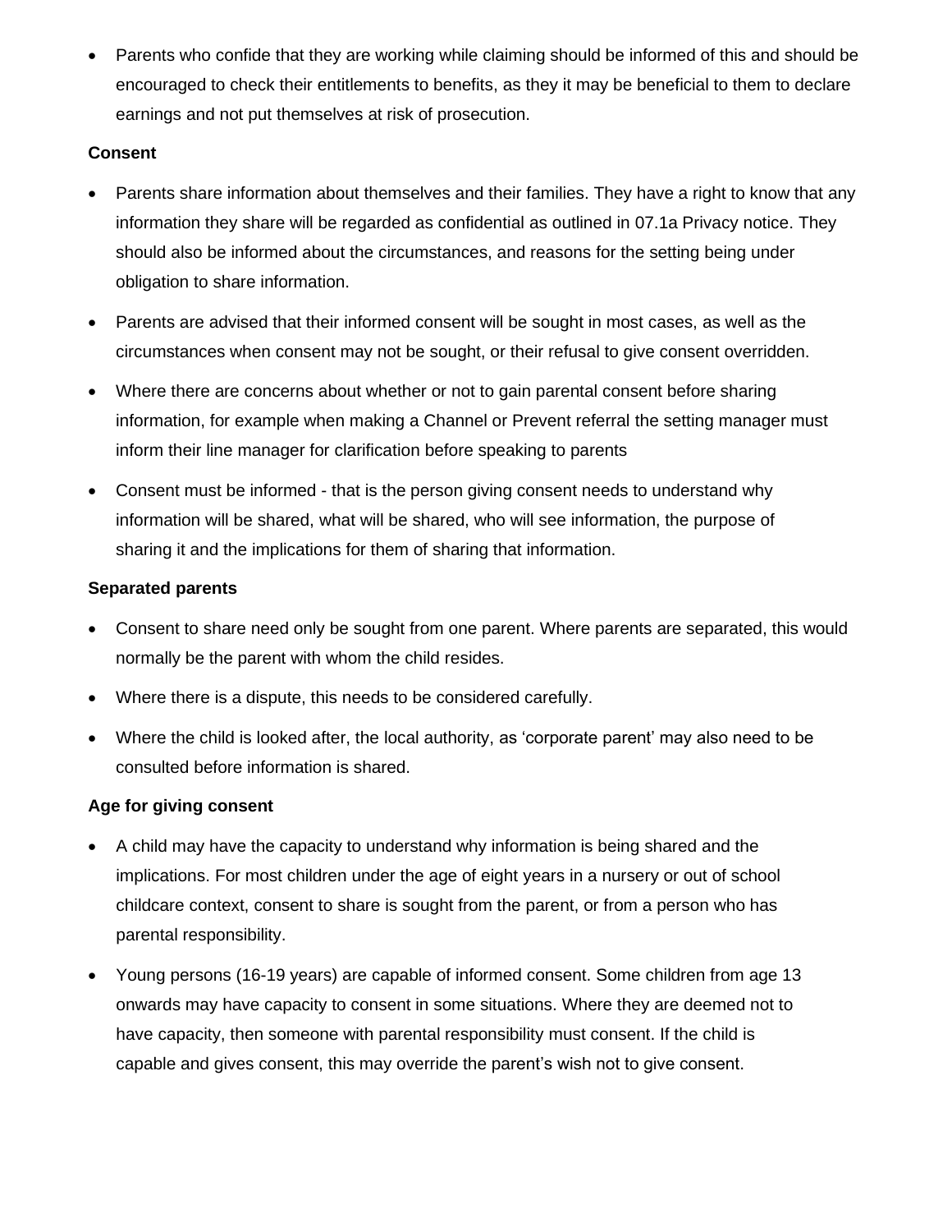- Parents who confide that they are working while claiming should be informed of this and should be encouraged to check their entitlements to benefits, as they it may be beneficial to them to declare earnings and not put themselves at risk of prosecution.

**Consent**

- Parents share information about themselves and their families. They have a right to know that any information they share will be regarded as confidential as outlined in 07.1a Privacy notice. They should also be informed about the circumstances, and reasons for the setting being under obligation to share information.
- Parents are advised that their informed consent will be sought in most cases, as well as the circumstances when consent may not be sought, or their refusal to give consent overridden.
- Where there are concerns about whether or not to gain parental consent before sharing information, for example when making a Channel or Prevent referral the setting manager must inform their line manager for clarification before speaking to parents
- Consent must be informed - that is the person giving consent needs to understand why information will be shared, what will be shared, who will see information, the purpose of sharing it and the implications for them of sharing that information.

**Separated parents**

- Consent to share need only be sought from one parent. Where parents are separated, this would normally be the parent with whom the child resides.
- Where there is a dispute, this needs to be considered carefully.
- Where the child is looked after, the local authority, as 'corporate parent' may also need to be consulted before information is shared.

**Age for giving consent**

- A child may have the capacity to understand why information is being shared and the implications. For most children under the age of eight years in a nursery or out of school childcare context, consent to share is sought from the parent, or from a person who has parental responsibility.
- Young persons (16-19 years) are capable of informed consent. Some children from age 13 onwards may have capacity to consent in some situations. Where they are deemed not to have capacity, then someone with parental responsibility must consent. If the child is capable and gives consent, this may override the parent's wish not to give consent.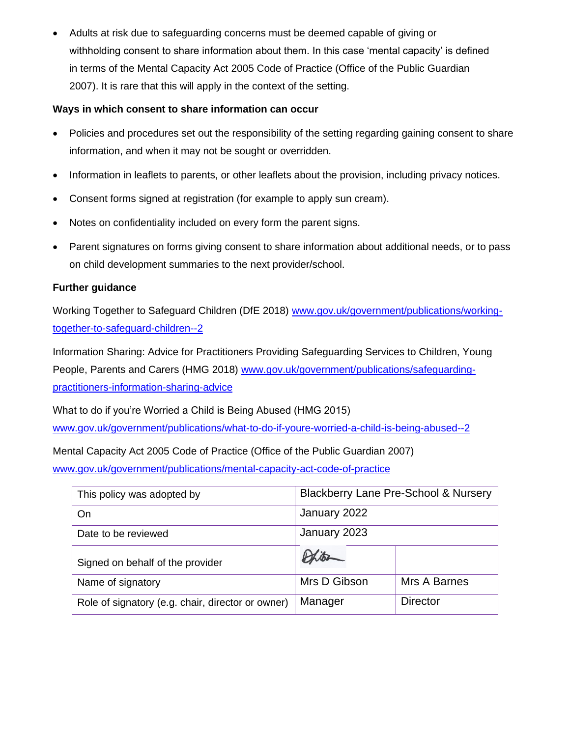- Adults at risk due to safeguarding concerns must be deemed capable of giving or withholding consent to share information about them. In this case 'mental capacity' is defined in terms of the Mental Capacity Act 2005 Code of Practice (Office of the Public Guardian 2007). It is rare that this will apply in the context of the setting.

**Ways in which consent to share information can occur**

- Policies and procedures set out the responsibility of the setting regarding gaining consent to share information, and when it may not be sought or overridden.
- Information in leaflets to parents, or other leaflets about the provision, including privacy notices.
- Consent forms signed at registration (for example to apply sun cream).
- Notes on confidentiality included on every form the parent signs.
- Parent signatures on forms giving consent to share information about additional needs, or to pass on child development summaries to the next provider/school.

**Further guidance**

Working Together to Safeguard Children (DfE 2018) [www.gov.uk/government/publications/working-together-to-safeguard-children--2](www.gov.uk/government/publications/working-together-to-safeguard-children--2)

Information Sharing: Advice for Practitioners Providing Safeguarding Services to Children, Young People, Parents and Carers (HMG 2018) [www.gov.uk/government/publications/safeguarding-practitioners-information-sharing-advice](www.gov.uk/government/publications/safeguarding-practitioners-information-sharing-advice)

What to do if you're Worried a Child is Being Abused (HMG 2015) [www.gov.uk/government/publications/what-to-do-if-youre-worried-a-child-is-being-abused--2](www.gov.uk/government/publications/what-to-do-if-youre-worried-a-child-is-being-abused--2)

Mental Capacity Act 2005 Code of Practice (Office of the Public Guardian 2007) [www.gov.uk/government/publications/mental-capacity-act-code-of-practice](www.gov.uk/government/publications/mental-capacity-act-code-of-practice)

| | | |
|---|---|---|
| This policy was adopted by | Blackberry Lane Pre-School & Nursery | |
| On | January 2022 | |
| Date to be reviewed | January 2023 | |
| Signed on behalf of the provider | DGibson | |
| Name of signatory | Mrs D Gibson | Mrs A Barnes |
| Role of signatory (e.g. chair, director or owner) | Manager | Director |